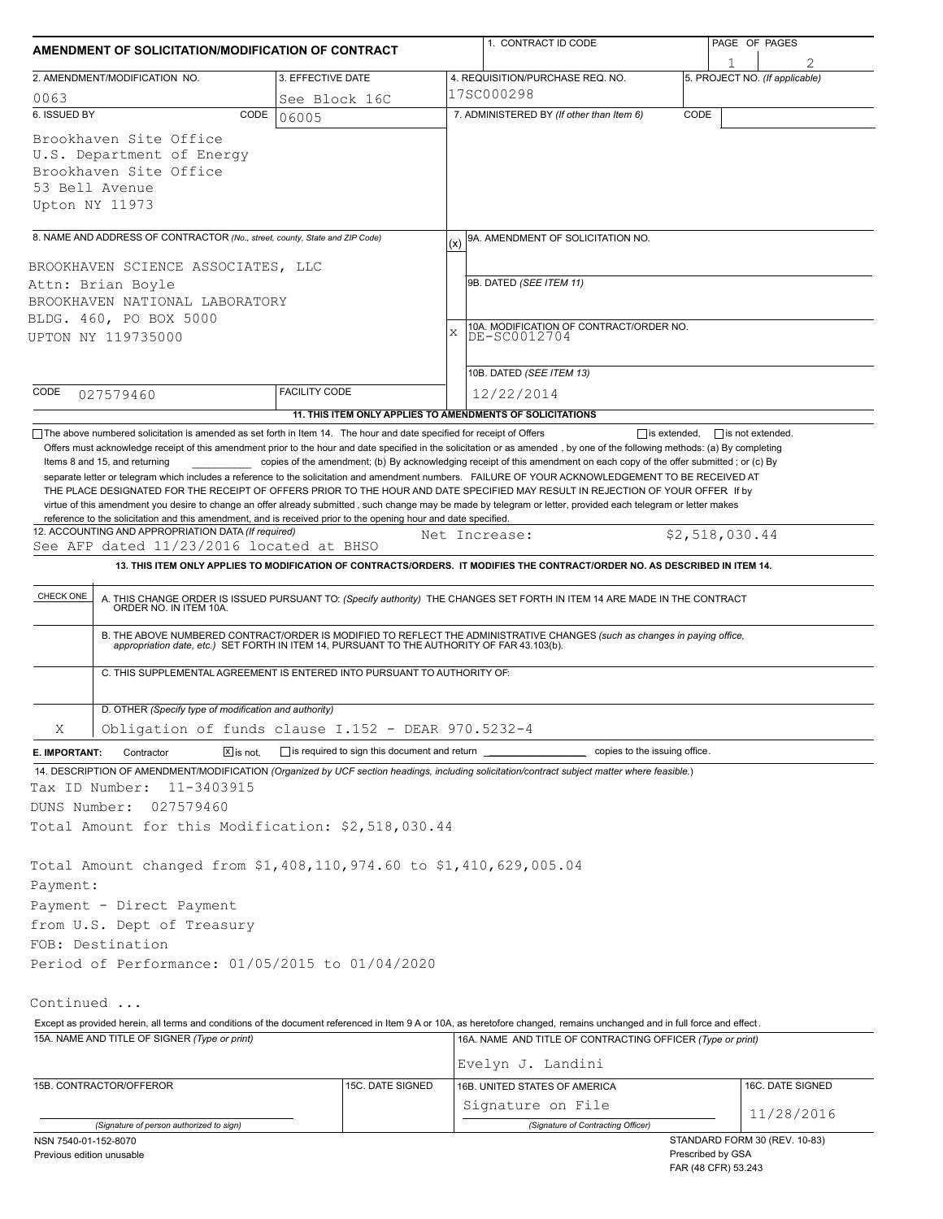# AMENDMENT OF SOLICITATION/MODIFICATION OF CONTRACT

| 1. CONTRACT ID CODE | PAGE OF PAGES |
|---|---|
| | 1 of 2 |

| 2. AMENDMENT/MODIFICATION NO. | 3. EFFECTIVE DATE | 4. REQUISITION/PURCHASE REQ. NO. | 5. PROJECT NO. (If applicable) |
|---|---|---|---|
| 0063 | See Block 16C | 17SC000298 | |

**6. ISSUED BY** CODE 06005

Brookhaven Site Office
U.S. Department of Energy
Brookhaven Site Office
53 Bell Avenue
Upton NY 11973

**7. ADMINISTERED BY** (If other than Item 6) CODE

**8. NAME AND ADDRESS OF CONTRACTOR** (No., street, county, State and ZIP Code)

BROOKHAVEN SCIENCE ASSOCIATES, LLC
Attn: Brian Boyle
BROOKHAVEN NATIONAL LABORATORY
BLDG. 460, PO BOX 5000
UPTON NY 119735000

CODE 027579460 FACILITY CODE

(x) 9A. AMENDMENT OF SOLICITATION NO.

9B. DATED (SEE ITEM 11)

X 10A. MODIFICATION OF CONTRACT/ORDER NO. DE-SC0012704

10B. DATED (SEE ITEM 13) 12/22/2014

**11. THIS ITEM ONLY APPLIES TO AMENDMENTS OF SOLICITATIONS**

☐ The above numbered solicitation is amended as set forth in Item 14. The hour and date specified for receipt of Offers ☐ is extended, ☐ is not extended.
Offers must acknowledge receipt of this amendment prior to the hour and date specified in the solicitation or as amended, by one of the following methods: (a) By completing Items 8 and 15, and returning ________ copies of the amendment; (b) By acknowledging receipt of this amendment on each copy of the offer submitted ; or (c) By separate letter or telegram which includes a reference to the solicitation and amendment numbers. FAILURE OF YOUR ACKNOWLEDGEMENT TO BE RECEIVED AT THE PLACE DESIGNATED FOR THE RECEIPT OF OFFERS PRIOR TO THE HOUR AND DATE SPECIFIED MAY RESULT IN REJECTION OF YOUR OFFER If by virtue of this amendment you desire to change an offer already submitted, such change may be made by telegram or letter, provided each telegram or letter makes reference to the solicitation and this amendment, and is received prior to the opening hour and date specified.

**12. ACCOUNTING AND APPROPRIATION DATA** (If required)
See AFP dated 11/23/2016 located at BHSO — Net Increase: $2,518,030.44

**13. THIS ITEM ONLY APPLIES TO MODIFICATION OF CONTRACTS/ORDERS. IT MODIFIES THE CONTRACT/ORDER NO. AS DESCRIBED IN ITEM 14.**

| CHECK ONE | |
|---|---|
| | A. THIS CHANGE ORDER IS ISSUED PURSUANT TO: (Specify authority) THE CHANGES SET FORTH IN ITEM 14 ARE MADE IN THE CONTRACT ORDER NO. IN ITEM 10A. |
| | B. THE ABOVE NUMBERED CONTRACT/ORDER IS MODIFIED TO REFLECT THE ADMINISTRATIVE CHANGES (such as changes in paying office, appropriation date, etc.) SET FORTH IN ITEM 14, PURSUANT TO THE AUTHORITY OF FAR 43.103(b). |
| | C. THIS SUPPLEMENTAL AGREEMENT IS ENTERED INTO PURSUANT TO AUTHORITY OF: |
| X | D. OTHER (Specify type of modification and authority) Obligation of funds clause I.152 - DEAR 970.5232-4 |

**E. IMPORTANT:** Contractor ☒ is not, ☐ is required to sign this document and return ________ copies to the issuing office.

**14. DESCRIPTION OF AMENDMENT/MODIFICATION** (Organized by UCF section headings, including solicitation/contract subject matter where feasible.)

Tax ID Number: 11-3403915
DUNS Number: 027579460
Total Amount for this Modification: $2,518,030.44

Total Amount changed from $1,408,110,974.60 to $1,410,629,005.04
Payment:
Payment - Direct Payment
from U.S. Dept of Treasury
FOB: Destination
Period of Performance: 01/05/2015 to 01/04/2020

Continued ...

Except as provided herein, all terms and conditions of the document referenced in Item 9 A or 10A, as heretofore changed, remains unchanged and in full force and effect.

| 15A. NAME AND TITLE OF SIGNER (Type or print) | | 16A. NAME AND TITLE OF CONTRACTING OFFICER (Type or print) | |
|---|---|---|---|
| | | Evelyn J. Landini | |
| 15B. CONTRACTOR/OFFEROR | 15C. DATE SIGNED | 16B. UNITED STATES OF AMERICA | 16C. DATE SIGNED |
| (Signature of person authorized to sign) | | Signature on File (Signature of Contracting Officer) | 11/28/2016 |

NSN 7540-01-152-8070
Previous edition unusable

STANDARD FORM 30 (REV. 10-83)
Prescribed by GSA
FAR (48 CFR) 53.243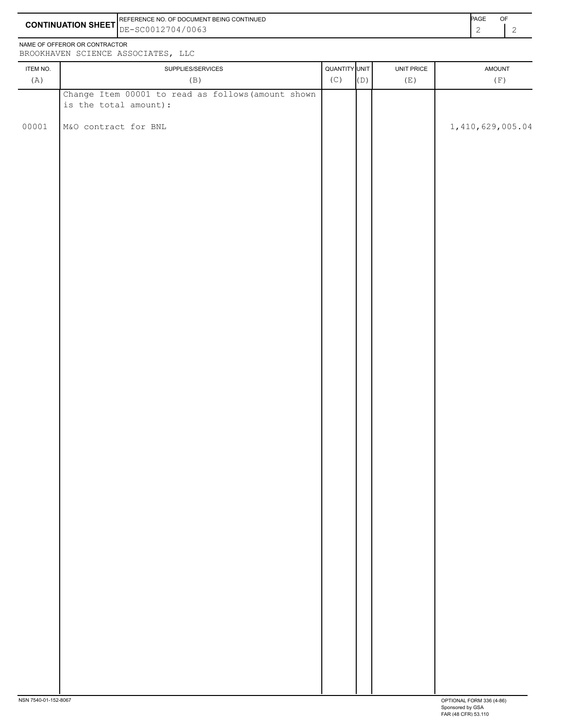**CONTINUATION SHEET**

REFERENCE NO. OF DOCUMENT BEING CONTINUED
DE-SC0012704/0063

PAGE 2 OF 2

NAME OF OFFEROR OR CONTRACTOR
BROOKHAVEN SCIENCE ASSOCIATES, LLC

| ITEM NO. (A) | SUPPLIES/SERVICES (B) | QUANTITY (C) | UNIT (D) | UNIT PRICE (E) | AMOUNT (F) |
|---|---|---|---|---|---|
| | Change Item 00001 to read as follows(amount shown is the total amount): | | | | |
| 00001 | M&O contract for BNL | | | | 1,410,629,005.04 |

NSN 7540-01-152-8067

OPTIONAL FORM 336 (4-86)
Sponsored by GSA
FAR (48 CFR) 53.110